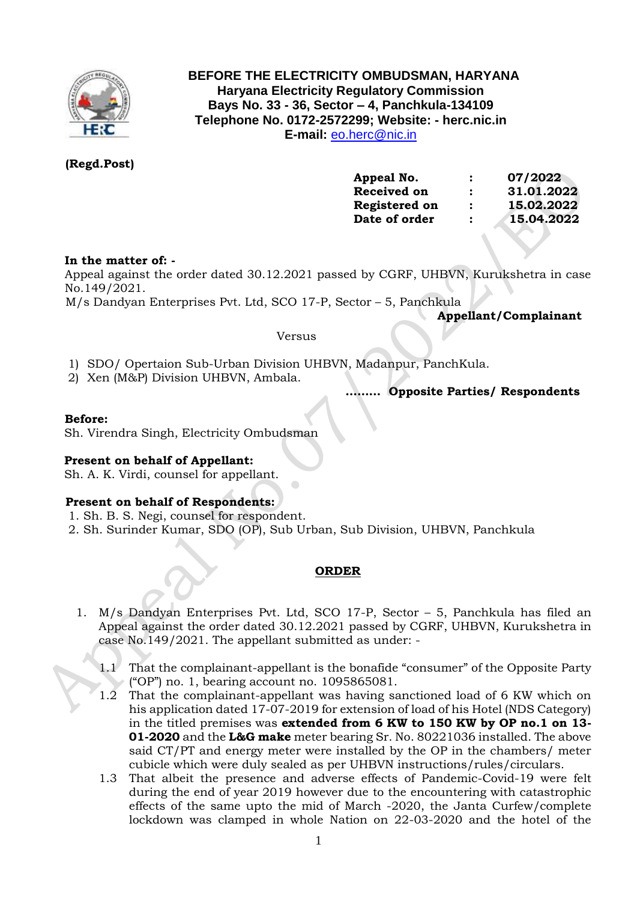**BEFORE THE ELECTRICITY OMBUDSMAN, HARYANA**
**Haryana Electricity Regulatory Commission**
**Bays No. 33 - 36, Sector – 4, Panchkula-134109**
**Telephone No. 0172-2572299; Website: - herc.nic.in**
**E-mail:** eo.herc@nic.in

**(Regd.Post)**

| | | |
|---|---|---|
| **Appeal No.** | **:** | **07/2022** |
| **Received on** | **:** | **31.01.2022** |
| **Registered on** | **:** | **15.02.2022** |
| **Date of order** | **:** | **15.04.2022** |

**In the matter of: -**
Appeal against the order dated 30.12.2021 passed by CGRF, UHBVN, Kurukshetra in case No.149/2021.
M/s Dandyan Enterprises Pvt. Ltd, SCO 17-P, Sector – 5, Panchkula

**Appellant/Complainant**

Versus

1) SDO/ Opertaion Sub-Urban Division UHBVN, Madanpur, PanchKula.
2) Xen (M&P) Division UHBVN, Ambala.

**……… Opposite Parties/ Respondents**

**Before:**
Sh. Virendra Singh, Electricity Ombudsman

**Present on behalf of Appellant:**
Sh. A. K. Virdi, counsel for appellant.

**Present on behalf of Respondents:**
1. Sh. B. S. Negi, counsel for respondent.
2. Sh. Surinder Kumar, SDO (OP), Sub Urban, Sub Division, UHBVN, Panchkula

## ORDER

1. M/s Dandyan Enterprises Pvt. Ltd, SCO 17-P, Sector – 5, Panchkula has filed an Appeal against the order dated 30.12.2021 passed by CGRF, UHBVN, Kurukshetra in case No.149/2021. The appellant submitted as under: -

   1.1 That the complainant-appellant is the bonafide "consumer" of the Opposite Party ("OP") no. 1, bearing account no. 1095865081.

   1.2 That the complainant-appellant was having sanctioned load of 6 KW which on his application dated 17-07-2019 for extension of load of his Hotel (NDS Category) in the titled premises was **extended from 6 KW to 150 KW by OP no.1 on 13-01-2020** and the **L&G make** meter bearing Sr. No. 80221036 installed. The above said CT/PT and energy meter were installed by the OP in the chambers/ meter cubicle which were duly sealed as per UHBVN instructions/rules/circulars.

   1.3 That albeit the presence and adverse effects of Pandemic-Covid-19 were felt during the end of year 2019 however due to the encountering with catastrophic effects of the same upto the mid of March -2020, the Janta Curfew/complete lockdown was clamped in whole Nation on 22-03-2020 and the hotel of the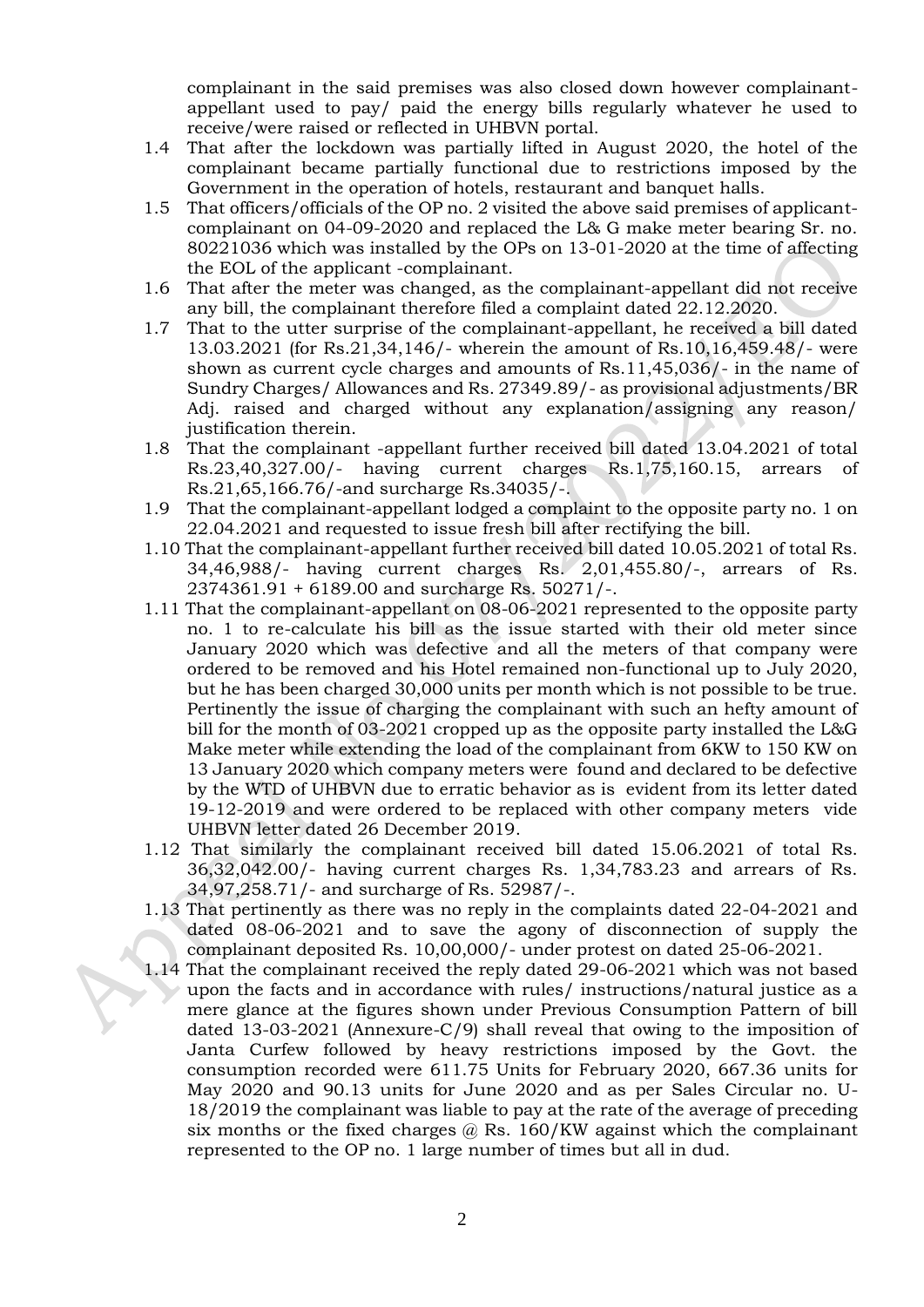complainant in the said premises was also closed down however complainant-appellant used to pay/ paid the energy bills regularly whatever he used to receive/were raised or reflected in UHBVN portal.

1.4 That after the lockdown was partially lifted in August 2020, the hotel of the complainant became partially functional due to restrictions imposed by the Government in the operation of hotels, restaurant and banquet halls.

1.5 That officers/officials of the OP no. 2 visited the above said premises of applicant-complainant on 04-09-2020 and replaced the L& G make meter bearing Sr. no. 80221036 which was installed by the OPs on 13-01-2020 at the time of affecting the EOL of the applicant -complainant.

1.6 That after the meter was changed, as the complainant-appellant did not receive any bill, the complainant therefore filed a complaint dated 22.12.2020.

1.7 That to the utter surprise of the complainant-appellant, he received a bill dated 13.03.2021 (for Rs.21,34,146/- wherein the amount of Rs.10,16,459.48/- were shown as current cycle charges and amounts of Rs.11,45,036/- in the name of Sundry Charges/ Allowances and Rs. 27349.89/- as provisional adjustments/BR Adj. raised and charged without any explanation/assigning any reason/ justification therein.

1.8 That the complainant -appellant further received bill dated 13.04.2021 of total Rs.23,40,327.00/- having current charges Rs.1,75,160.15, arrears of Rs.21,65,166.76/-and surcharge Rs.34035/-.

1.9 That the complainant-appellant lodged a complaint to the opposite party no. 1 on 22.04.2021 and requested to issue fresh bill after rectifying the bill.

1.10 That the complainant-appellant further received bill dated 10.05.2021 of total Rs. 34,46,988/- having current charges Rs. 2,01,455.80/-, arrears of Rs. 2374361.91 + 6189.00 and surcharge Rs. 50271/-.

1.11 That the complainant-appellant on 08-06-2021 represented to the opposite party no. 1 to re-calculate his bill as the issue started with their old meter since January 2020 which was defective and all the meters of that company were ordered to be removed and his Hotel remained non-functional up to July 2020, but he has been charged 30,000 units per month which is not possible to be true. Pertinently the issue of charging the complainant with such an hefty amount of bill for the month of 03-2021 cropped up as the opposite party installed the L&G Make meter while extending the load of the complainant from 6KW to 150 KW on 13 January 2020 which company meters were found and declared to be defective by the WTD of UHBVN due to erratic behavior as is evident from its letter dated 19-12-2019 and were ordered to be replaced with other company meters vide UHBVN letter dated 26 December 2019.

1.12 That similarly the complainant received bill dated 15.06.2021 of total Rs. 36,32,042.00/- having current charges Rs. 1,34,783.23 and arrears of Rs. 34,97,258.71/- and surcharge of Rs. 52987/-.

1.13 That pertinently as there was no reply in the complaints dated 22-04-2021 and dated 08-06-2021 and to save the agony of disconnection of supply the complainant deposited Rs. 10,00,000/- under protest on dated 25-06-2021.

1.14 That the complainant received the reply dated 29-06-2021 which was not based upon the facts and in accordance with rules/ instructions/natural justice as a mere glance at the figures shown under Previous Consumption Pattern of bill dated 13-03-2021 (Annexure-C/9) shall reveal that owing to the imposition of Janta Curfew followed by heavy restrictions imposed by the Govt. the consumption recorded were 611.75 Units for February 2020, 667.36 units for May 2020 and 90.13 units for June 2020 and as per Sales Circular no. U-18/2019 the complainant was liable to pay at the rate of the average of preceding six months or the fixed charges @ Rs. 160/KW against which the complainant represented to the OP no. 1 large number of times but all in dud.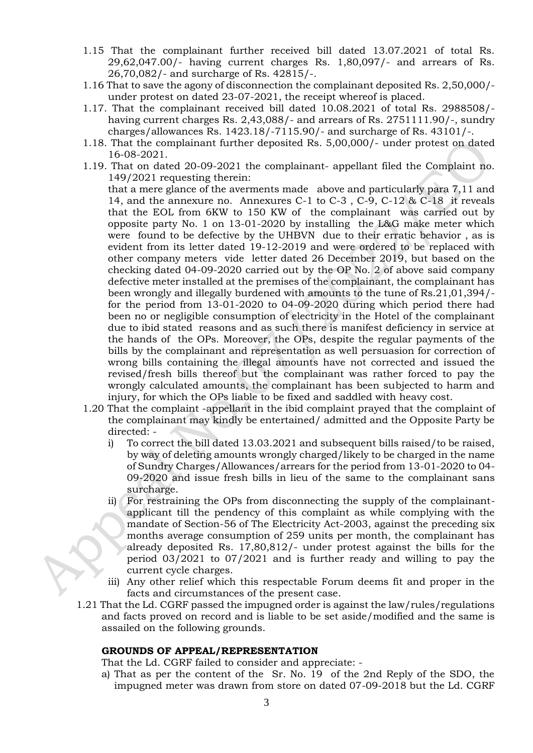1.15 That the complainant further received bill dated 13.07.2021 of total Rs. 29,62,047.00/- having current charges Rs. 1,80,097/- and arrears of Rs. 26,70,082/- and surcharge of Rs. 42815/-.

1.16 That to save the agony of disconnection the complainant deposited Rs. 2,50,000/- under protest on dated 23-07-2021, the receipt whereof is placed.

1.17. That the complainant received bill dated 10.08.2021 of total Rs. 2988508/- having current charges Rs. 2,43,088/- and arrears of Rs. 2751111.90/-, sundry charges/allowances Rs. 1423.18/-7115.90/- and surcharge of Rs. 43101/-.

1.18. That the complainant further deposited Rs. 5,00,000/- under protest on dated 16-08-2021.

1.19. That on dated 20-09-2021 the complainant- appellant filed the Complaint no. 149/2021 requesting therein:

that a mere glance of the averments made above and particularly para 7,11 and 14, and the annexure no. Annexures C-1 to C-3 , C-9, C-12 & C-18 it reveals that the EOL from 6KW to 150 KW of the complainant was carried out by opposite party No. 1 on 13-01-2020 by installing the L&G make meter which were found to be defective by the UHBVN due to their erratic behavior , as is evident from its letter dated 19-12-2019 and were ordered to be replaced with other company meters vide letter dated 26 December 2019, but based on the checking dated 04-09-2020 carried out by the OP No. 2 of above said company defective meter installed at the premises of the complainant, the complainant has been wrongly and illegally burdened with amounts to the tune of Rs.21,01,394/- for the period from 13-01-2020 to 04-09-2020 during which period there had been no or negligible consumption of electricity in the Hotel of the complainant due to ibid stated reasons and as such there is manifest deficiency in service at the hands of the OPs. Moreover, the OPs, despite the regular payments of the bills by the complainant and representation as well persuasion for correction of wrong bills containing the illegal amounts have not corrected and issued the revised/fresh bills thereof but the complainant was rather forced to pay the wrongly calculated amounts, the complainant has been subjected to harm and injury, for which the OPs liable to be fixed and saddled with heavy cost.

1.20 That the complaint -appellant in the ibid complaint prayed that the complaint of the complainant may kindly be entertained/ admitted and the Opposite Party be directed: -

i) To correct the bill dated 13.03.2021 and subsequent bills raised/to be raised, by way of deleting amounts wrongly charged/likely to be charged in the name of Sundry Charges/Allowances/arrears for the period from 13-01-2020 to 04-09-2020 and issue fresh bills in lieu of the same to the complainant sans surcharge.

ii) For restraining the OPs from disconnecting the supply of the complainant-applicant till the pendency of this complaint as while complying with the mandate of Section-56 of The Electricity Act-2003, against the preceding six months average consumption of 259 units per month, the complainant has already deposited Rs. 17,80,812/- under protest against the bills for the period 03/2021 to 07/2021 and is further ready and willing to pay the current cycle charges.

iii) Any other relief which this respectable Forum deems fit and proper in the facts and circumstances of the present case.

1.21 That the Ld. CGRF passed the impugned order is against the law/rules/regulations and facts proved on record and is liable to be set aside/modified and the same is assailed on the following grounds.

**GROUNDS OF APPEAL/REPRESENTATION**

That the Ld. CGRF failed to consider and appreciate: -

a) That as per the content of the Sr. No. 19 of the 2nd Reply of the SDO, the impugned meter was drawn from store on dated 07-09-2018 but the Ld. CGRF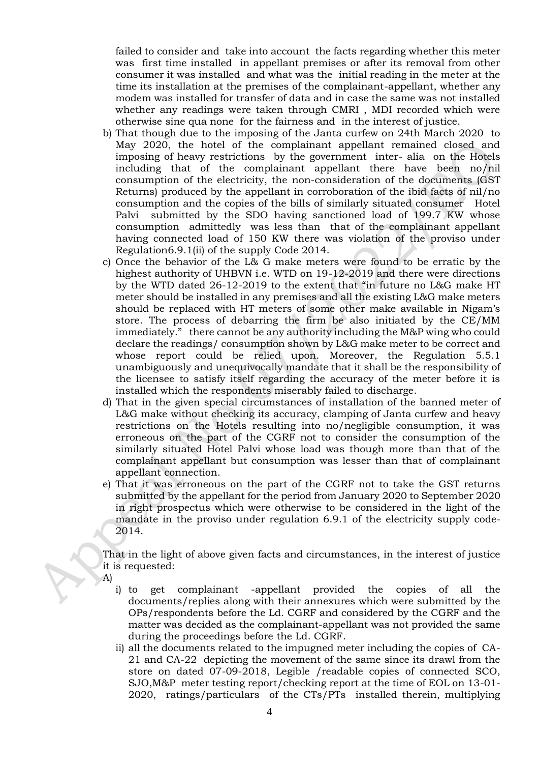failed to consider and take into account the facts regarding whether this meter was first time installed in appellant premises or after its removal from other consumer it was installed and what was the initial reading in the meter at the time its installation at the premises of the complainant-appellant, whether any modem was installed for transfer of data and in case the same was not installed whether any readings were taken through CMRI , MDI recorded which were otherwise sine qua none for the fairness and in the interest of justice.

b) That though due to the imposing of the Janta curfew on 24th March 2020 to May 2020, the hotel of the complainant appellant remained closed and imposing of heavy restrictions by the government inter- alia on the Hotels including that of the complainant appellant there have been no/nil consumption of the electricity, the non-consideration of the documents (GST Returns) produced by the appellant in corroboration of the ibid facts of nil/no consumption and the copies of the bills of similarly situated consumer Hotel Palvi submitted by the SDO having sanctioned load of 199.7 KW whose consumption admittedly was less than that of the complainant appellant having connected load of 150 KW there was violation of the proviso under Regulation6.9.1(ii) of the supply Code 2014.

c) Once the behavior of the L& G make meters were found to be erratic by the highest authority of UHBVN i.e. WTD on 19-12-2019 and there were directions by the WTD dated 26-12-2019 to the extent that "in future no L&G make HT meter should be installed in any premises and all the existing L&G make meters should be replaced with HT meters of some other make available in Nigam's store. The process of debarring the firm be also initiated by the CE/MM immediately." there cannot be any authority including the M&P wing who could declare the readings/ consumption shown by L&G make meter to be correct and whose report could be relied upon. Moreover, the Regulation 5.5.1 unambiguously and unequivocally mandate that it shall be the responsibility of the licensee to satisfy itself regarding the accuracy of the meter before it is installed which the respondents miserably failed to discharge.

d) That in the given special circumstances of installation of the banned meter of L&G make without checking its accuracy, clamping of Janta curfew and heavy restrictions on the Hotels resulting into no/negligible consumption, it was erroneous on the part of the CGRF not to consider the consumption of the similarly situated Hotel Palvi whose load was though more than that of the complainant appellant but consumption was lesser than that of complainant appellant connection.

e) That it was erroneous on the part of the CGRF not to take the GST returns submitted by the appellant for the period from January 2020 to September 2020 in right prospectus which were otherwise to be considered in the light of the mandate in the proviso under regulation 6.9.1 of the electricity supply code-2014.

That in the light of above given facts and circumstances, in the interest of justice it is requested:

A)

i) to get complainant -appellant provided the copies of all the documents/replies along with their annexures which were submitted by the OPs/respondents before the Ld. CGRF and considered by the CGRF and the matter was decided as the complainant-appellant was not provided the same during the proceedings before the Ld. CGRF.

ii) all the documents related to the impugned meter including the copies of CA-21 and CA-22 depicting the movement of the same since its drawl from the store on dated 07-09-2018, Legible /readable copies of connected SCO, SJO,M&P meter testing report/checking report at the time of EOL on 13-01-2020, ratings/particulars of the CTs/PTs installed therein, multiplying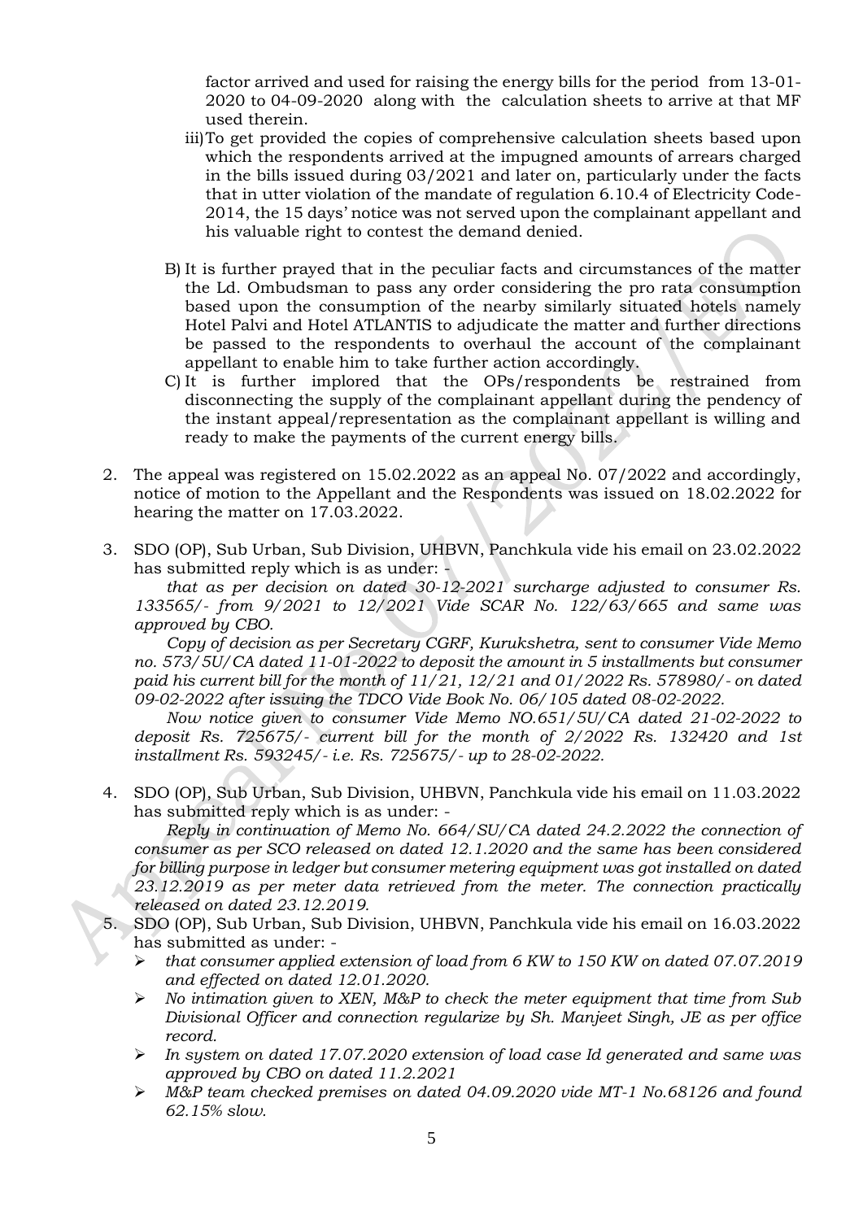factor arrived and used for raising the energy bills for the period from 13-01-2020 to 04-09-2020 along with the calculation sheets to arrive at that MF used therein.

iii) To get provided the copies of comprehensive calculation sheets based upon which the respondents arrived at the impugned amounts of arrears charged in the bills issued during 03/2021 and later on, particularly under the facts that in utter violation of the mandate of regulation 6.10.4 of Electricity Code-2014, the 15 days' notice was not served upon the complainant appellant and his valuable right to contest the demand denied.

B) It is further prayed that in the peculiar facts and circumstances of the matter the Ld. Ombudsman to pass any order considering the pro rata consumption based upon the consumption of the nearby similarly situated hotels namely Hotel Palvi and Hotel ATLANTIS to adjudicate the matter and further directions be passed to the respondents to overhaul the account of the complainant appellant to enable him to take further action accordingly.

C) It is further implored that the OPs/respondents be restrained from disconnecting the supply of the complainant appellant during the pendency of the instant appeal/representation as the complainant appellant is willing and ready to make the payments of the current energy bills.

2. The appeal was registered on 15.02.2022 as an appeal No. 07/2022 and accordingly, notice of motion to the Appellant and the Respondents was issued on 18.02.2022 for hearing the matter on 17.03.2022.

3. SDO (OP), Sub Urban, Sub Division, UHBVN, Panchkula vide his email on 23.02.2022 has submitted reply which is as under: -

   *that as per decision on dated 30-12-2021 surcharge adjusted to consumer Rs. 133565/- from 9/2021 to 12/2021 Vide SCAR No. 122/63/665 and same was approved by CBO.*

   *Copy of decision as per Secretary CGRF, Kurukshetra, sent to consumer Vide Memo no. 573/5U/CA dated 11-01-2022 to deposit the amount in 5 installments but consumer paid his current bill for the month of 11/21, 12/21 and 01/2022 Rs. 578980/- on dated 09-02-2022 after issuing the TDCO Vide Book No. 06/105 dated 08-02-2022.*

   *Now notice given to consumer Vide Memo NO.651/5U/CA dated 21-02-2022 to deposit Rs. 725675/- current bill for the month of 2/2022 Rs. 132420 and 1st installment Rs. 593245/- i.e. Rs. 725675/- up to 28-02-2022.*

4. SDO (OP), Sub Urban, Sub Division, UHBVN, Panchkula vide his email on 11.03.2022 has submitted reply which is as under: -

   *Reply in continuation of Memo No. 664/SU/CA dated 24.2.2022 the connection of consumer as per SCO released on dated 12.1.2020 and the same has been considered for billing purpose in ledger but consumer metering equipment was got installed on dated 23.12.2019 as per meter data retrieved from the meter. The connection practically released on dated 23.12.2019.*

5. SDO (OP), Sub Urban, Sub Division, UHBVN, Panchkula vide his email on 16.03.2022 has submitted as under: -

   - *that consumer applied extension of load from 6 KW to 150 KW on dated 07.07.2019 and effected on dated 12.01.2020.*
   - *No intimation given to XEN, M&P to check the meter equipment that time from Sub Divisional Officer and connection regularize by Sh. Manjeet Singh, JE as per office record.*
   - *In system on dated 17.07.2020 extension of load case Id generated and same was approved by CBO on dated 11.2.2021*
   - *M&P team checked premises on dated 04.09.2020 vide MT-1 No.68126 and found 62.15% slow.*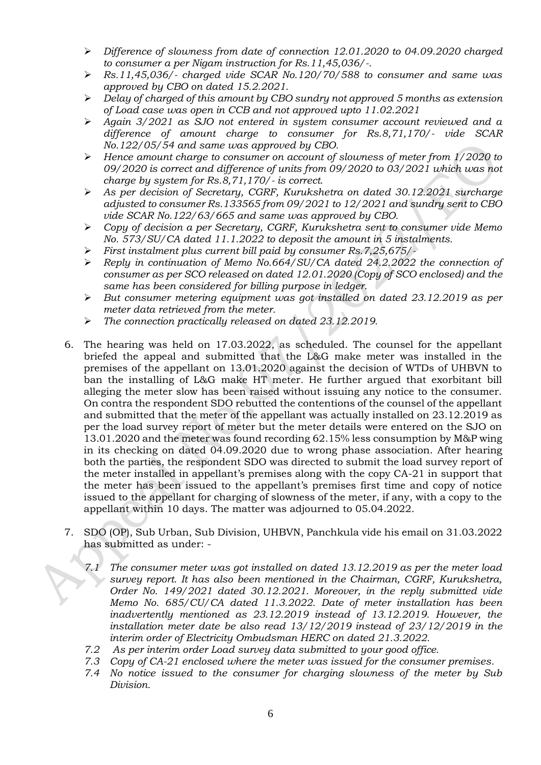- *Difference of slowness from date of connection 12.01.2020 to 04.09.2020 charged to consumer a per Nigam instruction for Rs.11,45,036/-.*
- *Rs.11,45,036/- charged vide SCAR No.120/70/588 to consumer and same was approved by CBO on dated 15.2.2021.*
- *Delay of charged of this amount by CBO sundry not approved 5 months as extension of Load case was open in CCB and not approved upto 11.02.2021*
- *Again 3/2021 as SJO not entered in system consumer account reviewed and a difference of amount charge to consumer for Rs.8,71,170/- vide SCAR No.122/05/54 and same was approved by CBO.*
- *Hence amount charge to consumer on account of slowness of meter from 1/2020 to 09/2020 is correct and difference of units from 09/2020 to 03/2021 which was not charge by system for Rs.8,71,170/- is correct.*
- *As per decision of Secretary, CGRF, Kurukshetra on dated 30.12.2021 surcharge adjusted to consumer Rs.133565 from 09/2021 to 12/2021 and sundry sent to CBO vide SCAR No.122/63/665 and same was approved by CBO.*
- *Copy of decision a per Secretary, CGRF, Kurukshetra sent to consumer vide Memo No. 573/SU/CA dated 11.1.2022 to deposit the amount in 5 instalments.*
- *First instalment plus current bill paid by consumer Rs.7,25,675/-*
- *Reply in continuation of Memo No.664/SU/CA dated 24.2.2022 the connection of consumer as per SCO released on dated 12.01.2020 (Copy of SCO enclosed) and the same has been considered for billing purpose in ledger.*
- *But consumer metering equipment was got installed on dated 23.12.2019 as per meter data retrieved from the meter.*
- *The connection practically released on dated 23.12.2019.*

6. The hearing was held on 17.03.2022, as scheduled. The counsel for the appellant briefed the appeal and submitted that the L&G make meter was installed in the premises of the appellant on 13.01.2020 against the decision of WTDs of UHBVN to ban the installing of L&G make HT meter. He further argued that exorbitant bill alleging the meter slow has been raised without issuing any notice to the consumer. On contra the respondent SDO rebutted the contentions of the counsel of the appellant and submitted that the meter of the appellant was actually installed on 23.12.2019 as per the load survey report of meter but the meter details were entered on the SJO on 13.01.2020 and the meter was found recording 62.15% less consumption by M&P wing in its checking on dated 04.09.2020 due to wrong phase association. After hearing both the parties, the respondent SDO was directed to submit the load survey report of the meter installed in appellant's premises along with the copy CA-21 in support that the meter has been issued to the appellant's premises first time and copy of notice issued to the appellant for charging of slowness of the meter, if any, with a copy to the appellant within 10 days. The matter was adjourned to 05.04.2022.

7. SDO (OP), Sub Urban, Sub Division, UHBVN, Panchkula vide his email on 31.03.2022 has submitted as under: -

   *7.1 The consumer meter was got installed on dated 13.12.2019 as per the meter load survey report. It has also been mentioned in the Chairman, CGRF, Kurukshetra, Order No. 149/2021 dated 30.12.2021. Moreover, in the reply submitted vide Memo No. 685/CU/CA dated 11.3.2022. Date of meter installation has been inadvertently mentioned as 23.12.2019 instead of 13.12.2019. However, the installation meter date be also read 13/12/2019 instead of 23/12/2019 in the interim order of Electricity Ombudsman HERC on dated 21.3.2022.*

   *7.2 As per interim order Load survey data submitted to your good office.*

   *7.3 Copy of CA-21 enclosed where the meter was issued for the consumer premises.*

   *7.4 No notice issued to the consumer for charging slowness of the meter by Sub Division.*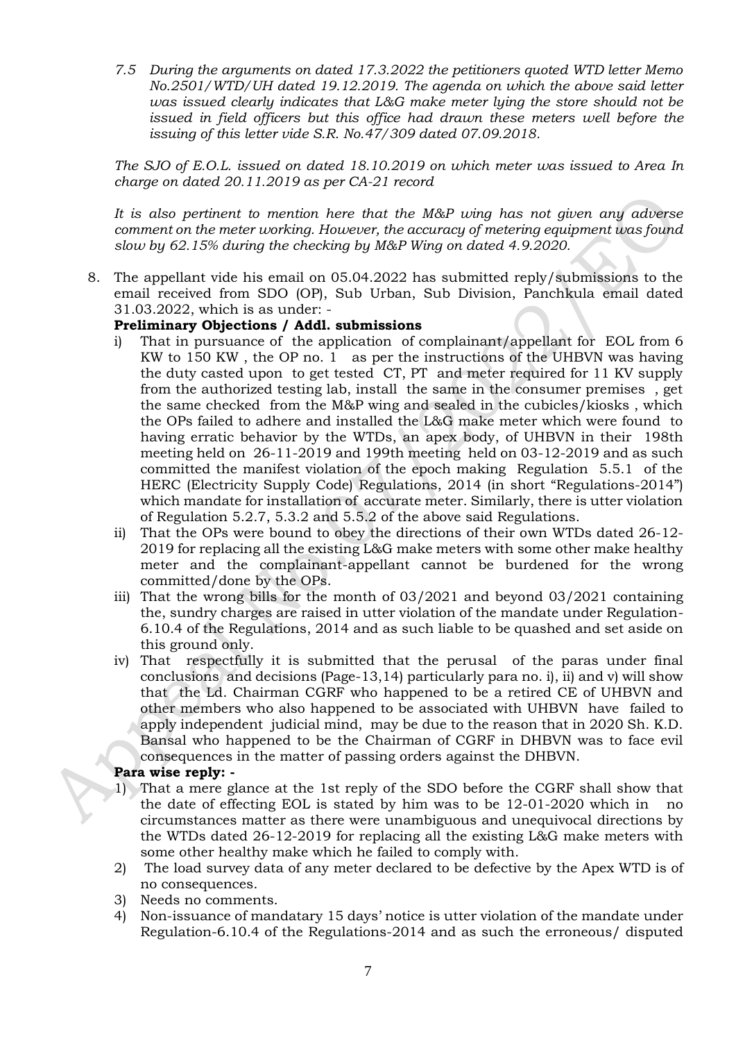*7.5 During the arguments on dated 17.3.2022 the petitioners quoted WTD letter Memo No.2501/WTD/UH dated 19.12.2019. The agenda on which the above said letter was issued clearly indicates that L&G make meter lying the store should not be issued in field officers but this office had drawn these meters well before the issuing of this letter vide S.R. No.47/309 dated 07.09.2018.*

*The SJO of E.O.L. issued on dated 18.10.2019 on which meter was issued to Area In charge on dated 20.11.2019 as per CA-21 record*

*It is also pertinent to mention here that the M&P wing has not given any adverse comment on the meter working. However, the accuracy of metering equipment was found slow by 62.15% during the checking by M&P Wing on dated 4.9.2020.*

8. The appellant vide his email on 05.04.2022 has submitted reply/submissions to the email received from SDO (OP), Sub Urban, Sub Division, Panchkula email dated 31.03.2022, which is as under: -

**Preliminary Objections / Addl. submissions**

i) That in pursuance of the application of complainant/appellant for EOL from 6 KW to 150 KW , the OP no. 1 as per the instructions of the UHBVN was having the duty casted upon to get tested CT, PT and meter required for 11 KV supply from the authorized testing lab, install the same in the consumer premises , get the same checked from the M&P wing and sealed in the cubicles/kiosks , which the OPs failed to adhere and installed the L&G make meter which were found to having erratic behavior by the WTDs, an apex body, of UHBVN in their 198th meeting held on 26-11-2019 and 199th meeting held on 03-12-2019 and as such committed the manifest violation of the epoch making Regulation 5.5.1 of the HERC (Electricity Supply Code) Regulations, 2014 (in short "Regulations-2014") which mandate for installation of accurate meter. Similarly, there is utter violation of Regulation 5.2.7, 5.3.2 and 5.5.2 of the above said Regulations.

ii) That the OPs were bound to obey the directions of their own WTDs dated 26-12-2019 for replacing all the existing L&G make meters with some other make healthy meter and the complainant-appellant cannot be burdened for the wrong committed/done by the OPs.

iii) That the wrong bills for the month of 03/2021 and beyond 03/2021 containing the, sundry charges are raised in utter violation of the mandate under Regulation-6.10.4 of the Regulations, 2014 and as such liable to be quashed and set aside on this ground only.

iv) That respectfully it is submitted that the perusal of the paras under final conclusions and decisions (Page-13,14) particularly para no. i), ii) and v) will show that the Ld. Chairman CGRF who happened to be a retired CE of UHBVN and other members who also happened to be associated with UHBVN have failed to apply independent judicial mind, may be due to the reason that in 2020 Sh. K.D. Bansal who happened to be the Chairman of CGRF in DHBVN was to face evil consequences in the matter of passing orders against the DHBVN.

**Para wise reply: -**

1) That a mere glance at the 1st reply of the SDO before the CGRF shall show that the date of effecting EOL is stated by him was to be 12-01-2020 which in no circumstances matter as there were unambiguous and unequivocal directions by the WTDs dated 26-12-2019 for replacing all the existing L&G make meters with some other healthy make which he failed to comply with.
2) The load survey data of any meter declared to be defective by the Apex WTD is of no consequences.
3) Needs no comments.
4) Non-issuance of mandatary 15 days' notice is utter violation of the mandate under Regulation-6.10.4 of the Regulations-2014 and as such the erroneous/ disputed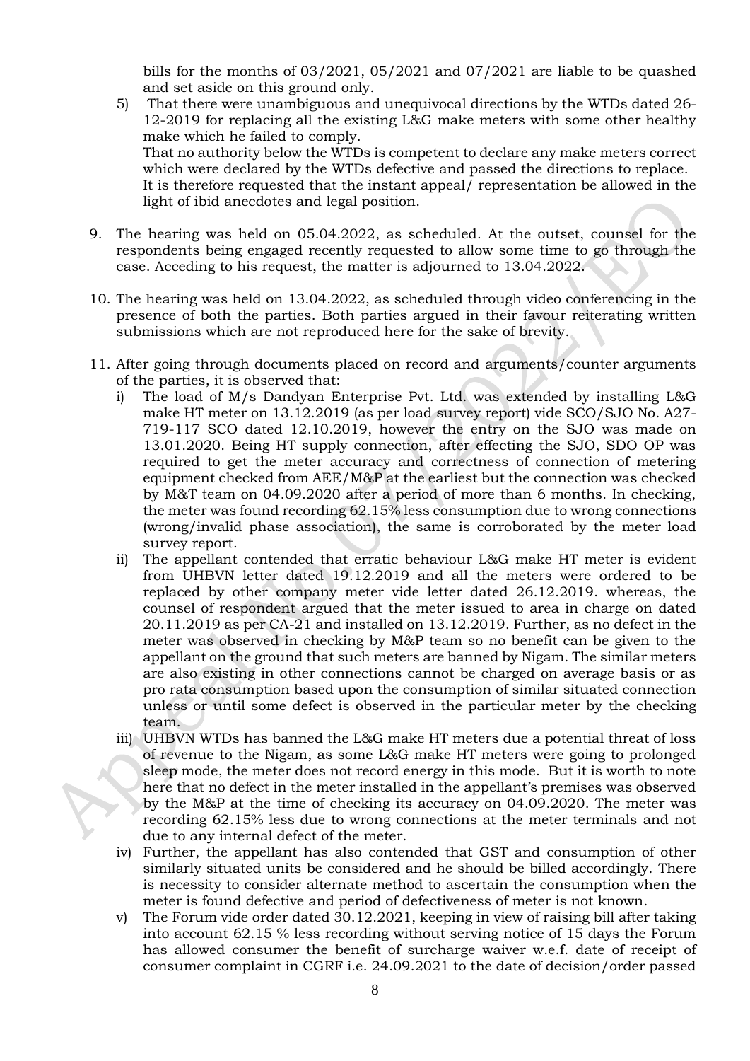bills for the months of 03/2021, 05/2021 and 07/2021 are liable to be quashed and set aside on this ground only.

5) That there were unambiguous and unequivocal directions by the WTDs dated 26-12-2019 for replacing all the existing L&G make meters with some other healthy make which he failed to comply.
   That no authority below the WTDs is competent to declare any make meters correct which were declared by the WTDs defective and passed the directions to replace.
   It is therefore requested that the instant appeal/ representation be allowed in the light of ibid anecdotes and legal position.

9. The hearing was held on 05.04.2022, as scheduled. At the outset, counsel for the respondents being engaged recently requested to allow some time to go through the case. Acceding to his request, the matter is adjourned to 13.04.2022.

10. The hearing was held on 13.04.2022, as scheduled through video conferencing in the presence of both the parties. Both parties argued in their favour reiterating written submissions which are not reproduced here for the sake of brevity.

11. After going through documents placed on record and arguments/counter arguments of the parties, it is observed that:
    i) The load of M/s Dandyan Enterprise Pvt. Ltd. was extended by installing L&G make HT meter on 13.12.2019 (as per load survey report) vide SCO/SJO No. A27-719-117 SCO dated 12.10.2019, however the entry on the SJO was made on 13.01.2020. Being HT supply connection, after effecting the SJO, SDO OP was required to get the meter accuracy and correctness of connection of metering equipment checked from AEE/M&P at the earliest but the connection was checked by M&T team on 04.09.2020 after a period of more than 6 months. In checking, the meter was found recording 62.15% less consumption due to wrong connections (wrong/invalid phase association), the same is corroborated by the meter load survey report.
    ii) The appellant contended that erratic behaviour L&G make HT meter is evident from UHBVN letter dated 19.12.2019 and all the meters were ordered to be replaced by other company meter vide letter dated 26.12.2019. whereas, the counsel of respondent argued that the meter issued to area in charge on dated 20.11.2019 as per CA-21 and installed on 13.12.2019. Further, as no defect in the meter was observed in checking by M&P team so no benefit can be given to the appellant on the ground that such meters are banned by Nigam. The similar meters are also existing in other connections cannot be charged on average basis or as pro rata consumption based upon the consumption of similar situated connection unless or until some defect is observed in the particular meter by the checking team.
    iii) UHBVN WTDs has banned the L&G make HT meters due a potential threat of loss of revenue to the Nigam, as some L&G make HT meters were going to prolonged sleep mode, the meter does not record energy in this mode. But it is worth to note here that no defect in the meter installed in the appellant's premises was observed by the M&P at the time of checking its accuracy on 04.09.2020. The meter was recording 62.15% less due to wrong connections at the meter terminals and not due to any internal defect of the meter.
    iv) Further, the appellant has also contended that GST and consumption of other similarly situated units be considered and he should be billed accordingly. There is necessity to consider alternate method to ascertain the consumption when the meter is found defective and period of defectiveness of meter is not known.
    v) The Forum vide order dated 30.12.2021, keeping in view of raising bill after taking into account 62.15 % less recording without serving notice of 15 days the Forum has allowed consumer the benefit of surcharge waiver w.e.f. date of receipt of consumer complaint in CGRF i.e. 24.09.2021 to the date of decision/order passed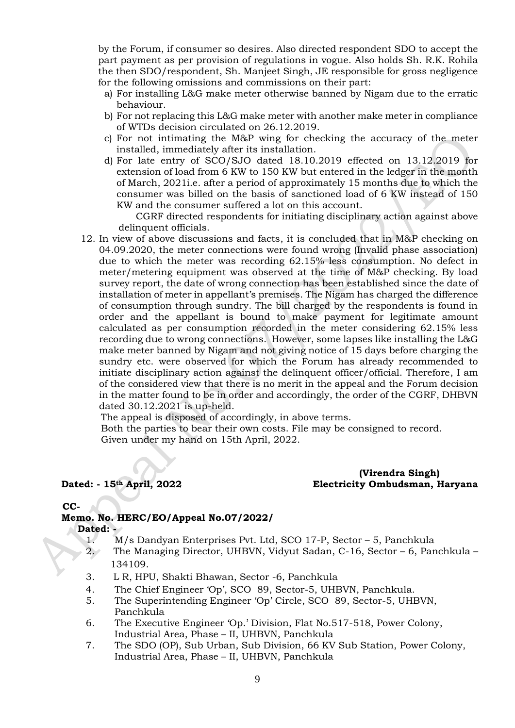by the Forum, if consumer so desires. Also directed respondent SDO to accept the part payment as per provision of regulations in vogue. Also holds Sh. R.K. Rohila the then SDO/respondent, Sh. Manjeet Singh, JE responsible for gross negligence for the following omissions and commissions on their part:

a) For installing L&G make meter otherwise banned by Nigam due to the erratic behaviour.
b) For not replacing this L&G make meter with another make meter in compliance of WTDs decision circulated on 26.12.2019.
c) For not intimating the M&P wing for checking the accuracy of the meter installed, immediately after its installation.
d) For late entry of SCO/SJO dated 18.10.2019 effected on 13.12.2019 for extension of load from 6 KW to 150 KW but entered in the ledger in the month of March, 2021i.e. after a period of approximately 15 months due to which the consumer was billed on the basis of sanctioned load of 6 KW instead of 150 KW and the consumer suffered a lot on this account.

CGRF directed respondents for initiating disciplinary action against above delinquent officials.

12. In view of above discussions and facts, it is concluded that in M&P checking on 04.09.2020, the meter connections were found wrong (Invalid phase association) due to which the meter was recording 62.15% less consumption. No defect in meter/metering equipment was observed at the time of M&P checking. By load survey report, the date of wrong connection has been established since the date of installation of meter in appellant's premises. The Nigam has charged the difference of consumption through sundry. The bill charged by the respondents is found in order and the appellant is bound to make payment for legitimate amount calculated as per consumption recorded in the meter considering 62.15% less recording due to wrong connections. However, some lapses like installing the L&G make meter banned by Nigam and not giving notice of 15 days before charging the sundry etc. were observed for which the Forum has already recommended to initiate disciplinary action against the delinquent officer/official. Therefore, I am of the considered view that there is no merit in the appeal and the Forum decision in the matter found to be in order and accordingly, the order of the CGRF, DHBVN dated 30.12.2021 is up-held.

The appeal is disposed of accordingly, in above terms.

Both the parties to bear their own costs. File may be consigned to record.

Given under my hand on 15th April, 2022.

**(Virendra Singh)**
**Electricity Ombudsman, Haryana**

**Dated: - 15th April, 2022**

**CC-**

**Memo. No. HERC/EO/Appeal No.07/2022/**
**Dated: -**

1. M/s Dandyan Enterprises Pvt. Ltd, SCO 17-P, Sector – 5, Panchkula
2. The Managing Director, UHBVN, Vidyut Sadan, C-16, Sector – 6, Panchkula – 134109.
3. L R, HPU, Shakti Bhawan, Sector -6, Panchkula
4. The Chief Engineer 'Op', SCO 89, Sector-5, UHBVN, Panchkula.
5. The Superintending Engineer 'Op' Circle, SCO 89, Sector-5, UHBVN, Panchkula
6. The Executive Engineer 'Op.' Division, Flat No.517-518, Power Colony, Industrial Area, Phase – II, UHBVN, Panchkula
7. The SDO (OP), Sub Urban, Sub Division, 66 KV Sub Station, Power Colony, Industrial Area, Phase – II, UHBVN, Panchkula